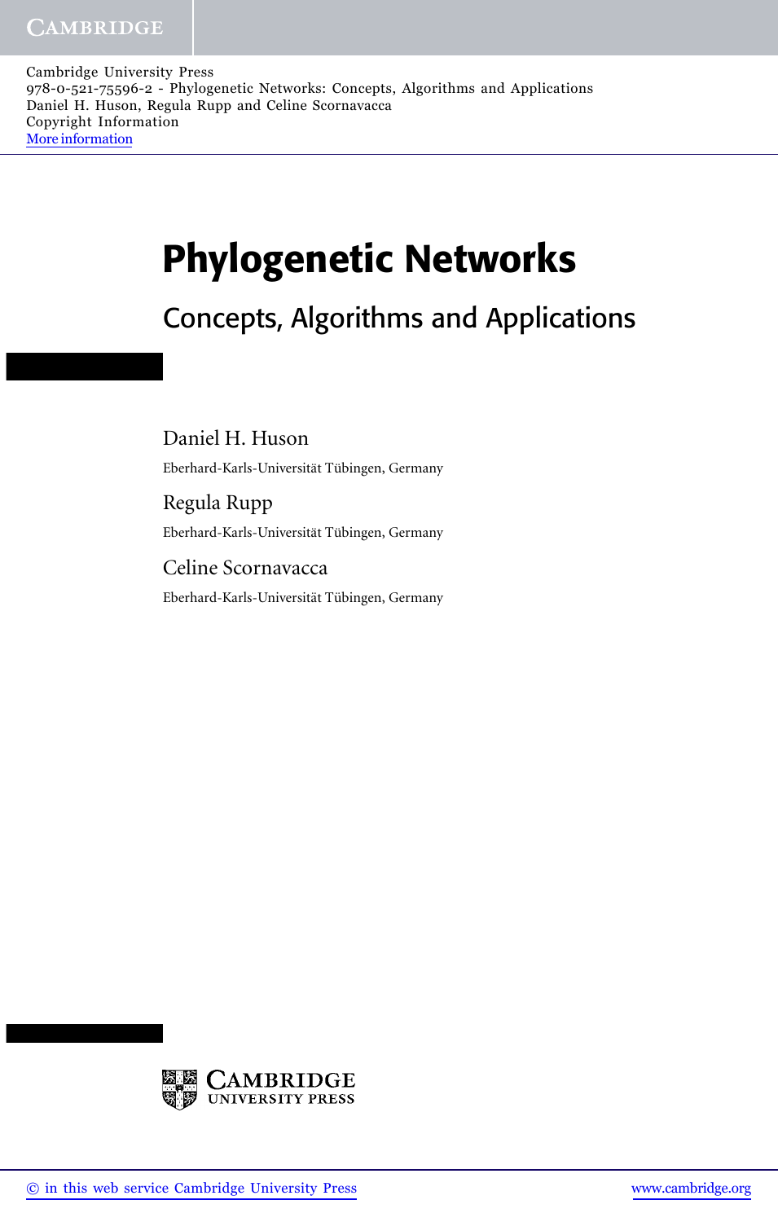Cambridge University Press
978-0-521-75596-2 - Phylogenetic Networks: Concepts, Algorithms and Applications
Daniel H. Huson, Regula Rupp and Celine Scornavacca
Copyright Information
More information

# Phylogenetic Networks

## Concepts, Algorithms and Applications

Daniel H. Huson

Eberhard-Karls-Universität Tübingen, Germany

Regula Rupp

Eberhard-Karls-Universität Tübingen, Germany

Celine Scornavacca

Eberhard-Karls-Universität Tübingen, Germany

CAMBRIDGE
UNIVERSITY PRESS

© in this web service Cambridge University Press www.cambridge.org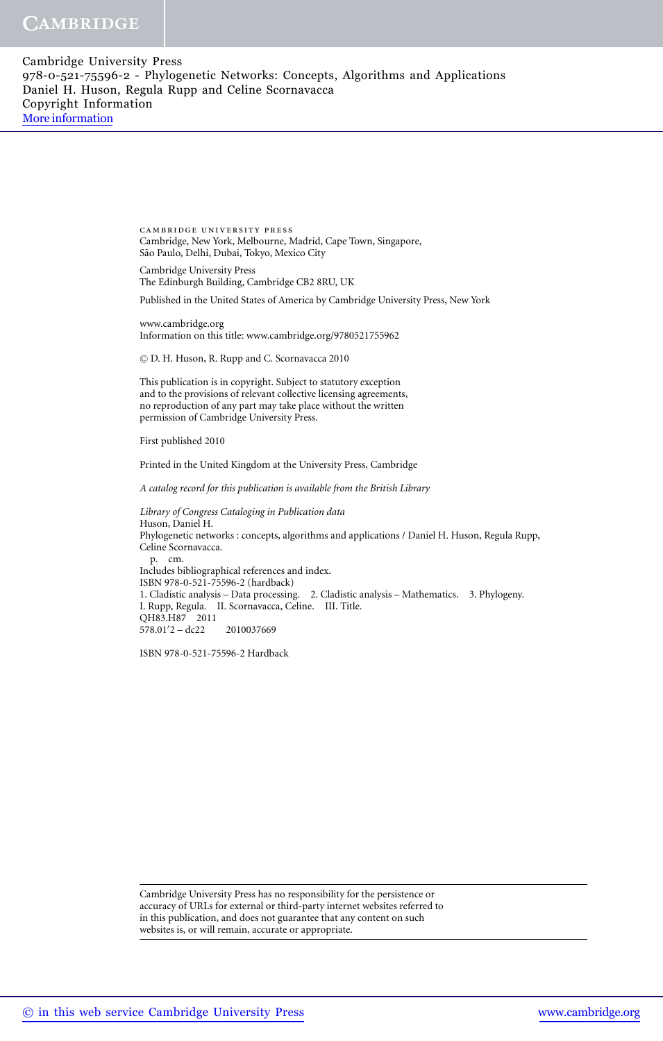Cambridge University Press
978-0-521-75596-2 - Phylogenetic Networks: Concepts, Algorithms and Applications
Daniel H. Huson, Regula Rupp and Celine Scornavacca
Copyright Information
More information

CAMBRIDGE UNIVERSITY PRESS
Cambridge, New York, Melbourne, Madrid, Cape Town, Singapore,
São Paulo, Delhi, Dubai, Tokyo, Mexico City

Cambridge University Press
The Edinburgh Building, Cambridge CB2 8RU, UK

Published in the United States of America by Cambridge University Press, New York

www.cambridge.org
Information on this title: www.cambridge.org/9780521755962

© D. H. Huson, R. Rupp and C. Scornavacca 2010

This publication is in copyright. Subject to statutory exception
and to the provisions of relevant collective licensing agreements,
no reproduction of any part may take place without the written
permission of Cambridge University Press.

First published 2010

Printed in the United Kingdom at the University Press, Cambridge

*A catalog record for this publication is available from the British Library*

*Library of Congress Cataloging in Publication data*
Huson, Daniel H.
Phylogenetic networks : concepts, algorithms and applications / Daniel H. Huson, Regula Rupp,
Celine Scornavacca.
p. cm.
Includes bibliographical references and index.
ISBN 978-0-521-75596-2 (hardback)
1. Cladistic analysis – Data processing. 2. Cladistic analysis – Mathematics. 3. Phylogeny.
I. Rupp, Regula. II. Scornavacca, Celine. III. Title.
QH83.H87 2011
578.01′2 – dc22 2010037669

ISBN 978-0-521-75596-2 Hardback

Cambridge University Press has no responsibility for the persistence or
accuracy of URLs for external or third-party internet websites referred to
in this publication, and does not guarantee that any content on such
websites is, or will remain, accurate or appropriate.